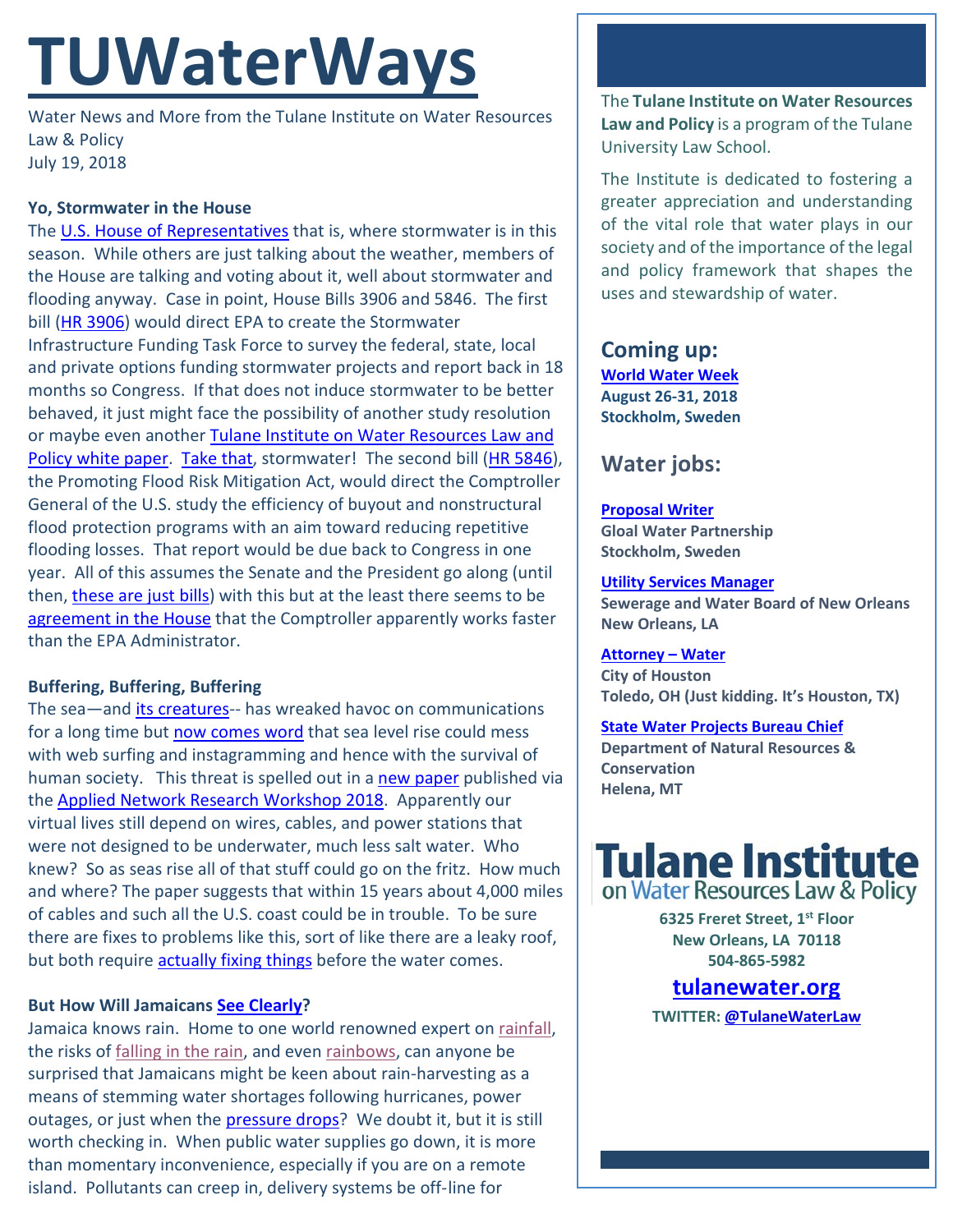# TUWaterWays

Water News and More from the Tulane Institute on Water Resources Law & Policy
July 19, 2018

**Yo, Stormwater in the House**

The U.S. House of Representatives that is, where stormwater is in this season. While others are just talking about the weather, members of the House are talking and voting about it, well about stormwater and flooding anyway. Case in point, House Bills 3906 and 5846. The first bill (HR 3906) would direct EPA to create the Stormwater Infrastructure Funding Task Force to survey the federal, state, local and private options funding stormwater projects and report back in 18 months so Congress. If that does not induce stormwater to be better behaved, it just might face the possibility of another study resolution or maybe even another Tulane Institute on Water Resources Law and Policy white paper. Take that, stormwater! The second bill (HR 5846), the Promoting Flood Risk Mitigation Act, would direct the Comptroller General of the U.S. study the efficiency of buyout and nonstructural flood protection programs with an aim toward reducing repetitive flooding losses. That report would be due back to Congress in one year. All of this assumes the Senate and the President go along (until then, these are just bills) with this but at the least there seems to be agreement in the House that the Comptroller apparently works faster than the EPA Administrator.

**Buffering, Buffering, Buffering**

The sea—and its creatures-- has wreaked havoc on communications for a long time but now comes word that sea level rise could mess with web surfing and instagramming and hence with the survival of human society. This threat is spelled out in a new paper published via the Applied Network Research Workshop 2018. Apparently our virtual lives still depend on wires, cables, and power stations that were not designed to be underwater, much less salt water. Who knew? So as seas rise all of that stuff could go on the fritz. How much and where? The paper suggests that within 15 years about 4,000 miles of cables and such all the U.S. coast could be in trouble. To be sure there are fixes to problems like this, sort of like there are a leaky roof, but both require actually fixing things before the water comes.

**But How Will Jamaicans See Clearly?**

Jamaica knows rain. Home to one world renowned expert on rainfall, the risks of falling in the rain, and even rainbows, can anyone be surprised that Jamaicans might be keen about rain-harvesting as a means of stemming water shortages following hurricanes, power outages, or just when the pressure drops? We doubt it, but it is still worth checking in. When public water supplies go down, it is more than momentary inconvenience, especially if you are on a remote island. Pollutants can creep in, delivery systems be off-line for

The **Tulane Institute on Water Resources Law and Policy** is a program of the Tulane University Law School.

The Institute is dedicated to fostering a greater appreciation and understanding of the vital role that water plays in our society and of the importance of the legal and policy framework that shapes the uses and stewardship of water.

## Coming up:

**World Water Week**
**August 26-31, 2018**
**Stockholm, Sweden**

## Water jobs:

**Proposal Writer**
**Gloal Water Partnership**
**Stockholm, Sweden**

**Utility Services Manager**
**Sewerage and Water Board of New Orleans**
**New Orleans, LA**

**Attorney – Water**
**City of Houston**
**Toledo, OH (Just kidding. It's Houston, TX)**

**State Water Projects Bureau Chief**
**Department of Natural Resources & Conservation**
**Helena, MT**

**Tulane Institute on Water Resources Law & Policy**

**6325 Freret Street, 1st Floor**
**New Orleans, LA 70118**
**504-865-5982**

**tulanewater.org**

**TWITTER: @TulaneWaterLaw**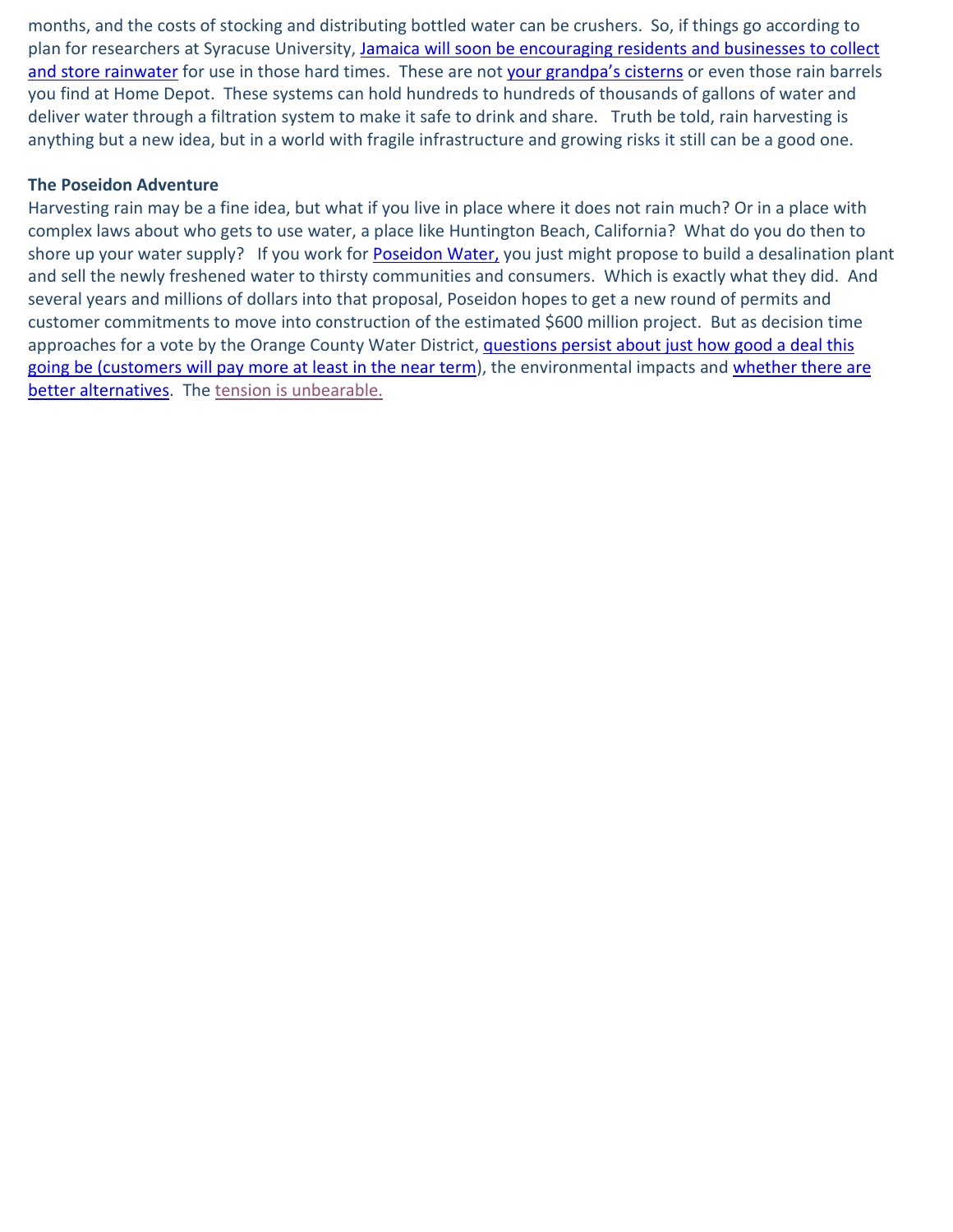months, and the costs of stocking and distributing bottled water can be crushers. So, if things go according to plan for researchers at Syracuse University, Jamaica will soon be encouraging residents and businesses to collect and store rainwater for use in those hard times. These are not your grandpa's cisterns or even those rain barrels you find at Home Depot. These systems can hold hundreds to hundreds of thousands of gallons of water and deliver water through a filtration system to make it safe to drink and share. Truth be told, rain harvesting is anything but a new idea, but in a world with fragile infrastructure and growing risks it still can be a good one.

**The Poseidon Adventure**

Harvesting rain may be a fine idea, but what if you live in place where it does not rain much? Or in a place with complex laws about who gets to use water, a place like Huntington Beach, California? What do you do then to shore up your water supply? If you work for Poseidon Water, you just might propose to build a desalination plant and sell the newly freshened water to thirsty communities and consumers. Which is exactly what they did. And several years and millions of dollars into that proposal, Poseidon hopes to get a new round of permits and customer commitments to move into construction of the estimated $600 million project. But as decision time approaches for a vote by the Orange County Water District, questions persist about just how good a deal this going be (customers will pay more at least in the near term), the environmental impacts and whether there are better alternatives. The tension is unbearable.